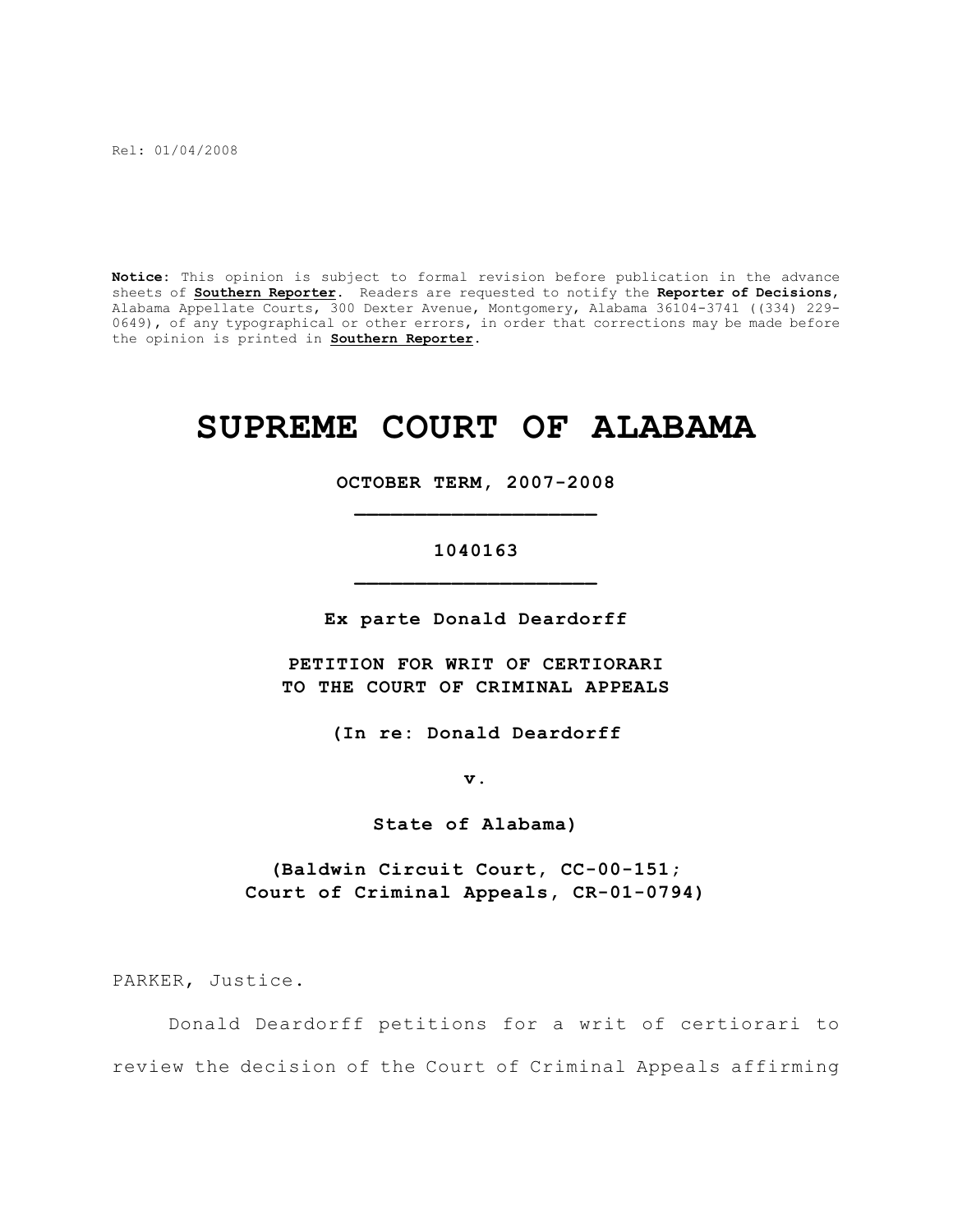Rel: 01/04/2008

**Notice:** This opinion is subject to formal revision before publication in the advance sheets of **Southern Reporter**. Readers are requested to notify the **Reporter of Decisions**, Alabama Appellate Courts, 300 Dexter Avenue, Montgomery, Alabama 36104-3741 ((334) 229-0649), of any typographical or other errors, in order that corrections may be made before the opinion is printed in **Southern Reporter**.

# SUPREME COURT OF ALABAMA

**OCTOBER TERM, 2007-2008**

**1040163**

**Ex parte Donald Deardorff**

**PETITION FOR WRIT OF CERTIORARI TO THE COURT OF CRIMINAL APPEALS**

**(In re: Donald Deardorff**

**v.**

**State of Alabama)**

**(Baldwin Circuit Court, CC-00-151; Court of Criminal Appeals, CR-01-0794)**

PARKER, Justice.

Donald Deardorff petitions for a writ of certiorari to review the decision of the Court of Criminal Appeals affirming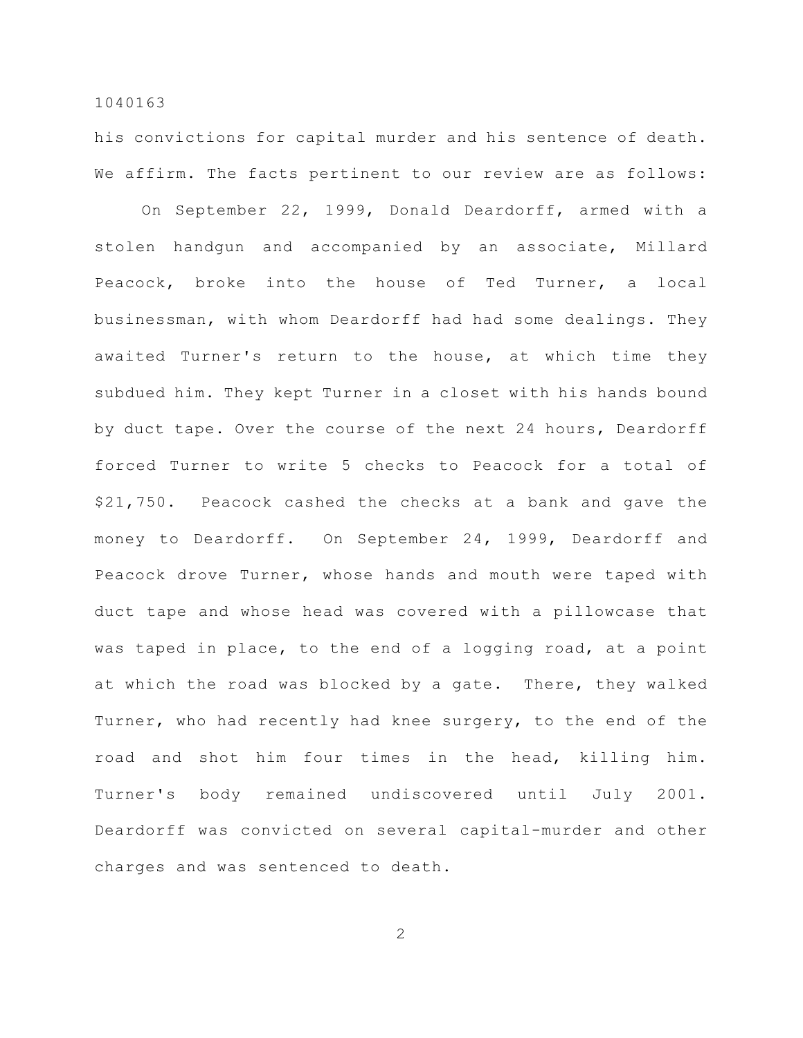his convictions for capital murder and his sentence of death. We affirm. The facts pertinent to our review are as follows:

On September 22, 1999, Donald Deardorff, armed with a stolen handgun and accompanied by an associate, Millard Peacock, broke into the house of Ted Turner, a local businessman, with whom Deardorff had had some dealings. They awaited Turner's return to the house, at which time they subdued him. They kept Turner in a closet with his hands bound by duct tape. Over the course of the next 24 hours, Deardorff forced Turner to write 5 checks to Peacock for a total of $21,750. Peacock cashed the checks at a bank and gave the money to Deardorff. On September 24, 1999, Deardorff and Peacock drove Turner, whose hands and mouth were taped with duct tape and whose head was covered with a pillowcase that was taped in place, to the end of a logging road, at a point at which the road was blocked by a gate. There, they walked Turner, who had recently had knee surgery, to the end of the road and shot him four times in the head, killing him. Turner's body remained undiscovered until July 2001. Deardorff was convicted on several capital-murder and other charges and was sentenced to death.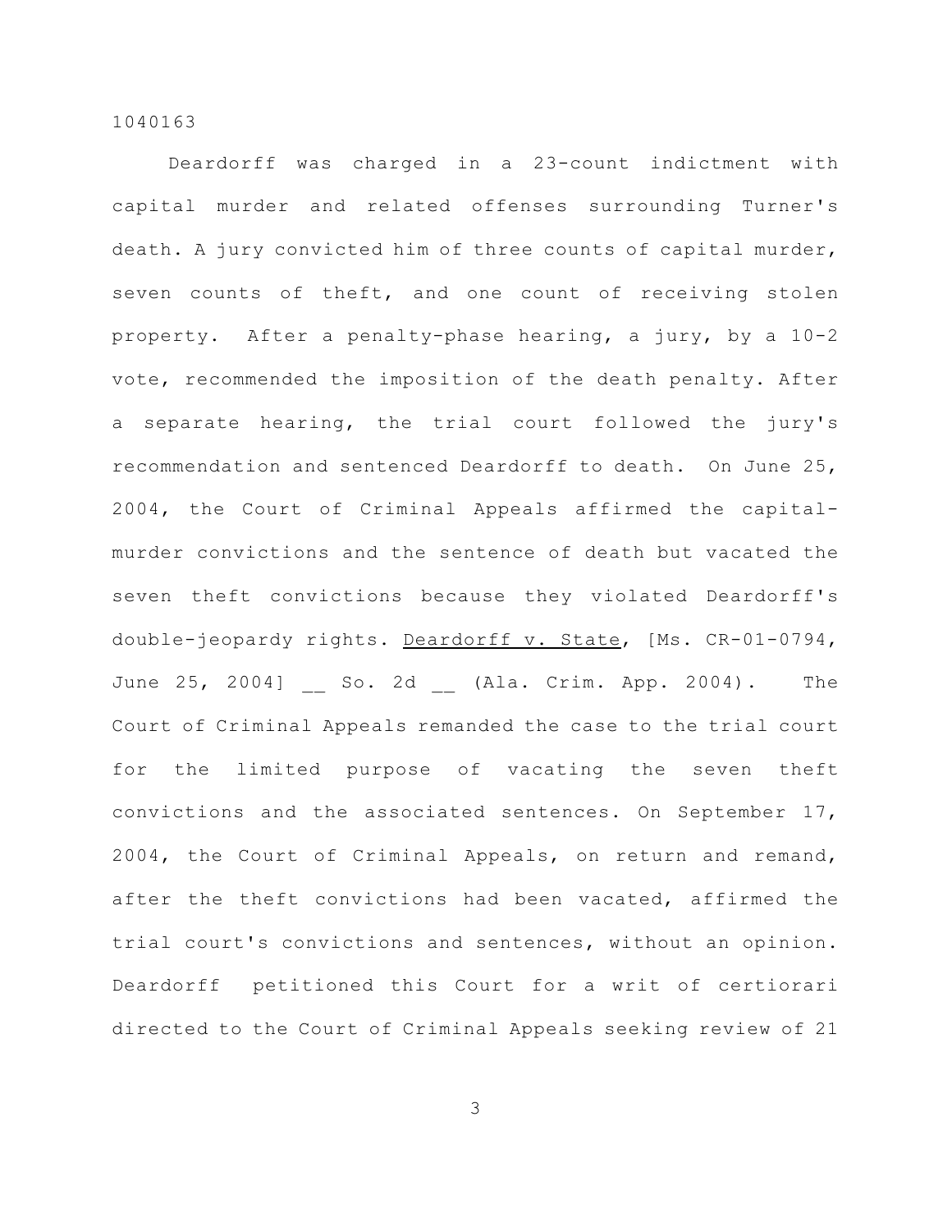Deardorff was charged in a 23-count indictment with capital murder and related offenses surrounding Turner's death. A jury convicted him of three counts of capital murder, seven counts of theft, and one count of receiving stolen property. After a penalty-phase hearing, a jury, by a 10-2 vote, recommended the imposition of the death penalty. After a separate hearing, the trial court followed the jury's recommendation and sentenced Deardorff to death. On June 25, 2004, the Court of Criminal Appeals affirmed the capital-murder convictions and the sentence of death but vacated the seven theft convictions because they violated Deardorff's double-jeopardy rights. Deardorff v. State, [Ms. CR-01-0794, June 25, 2004] __ So. 2d __ (Ala. Crim. App. 2004). The Court of Criminal Appeals remanded the case to the trial court for the limited purpose of vacating the seven theft convictions and the associated sentences. On September 17, 2004, the Court of Criminal Appeals, on return and remand, after the theft convictions had been vacated, affirmed the trial court's convictions and sentences, without an opinion. Deardorff petitioned this Court for a writ of certiorari directed to the Court of Criminal Appeals seeking review of 21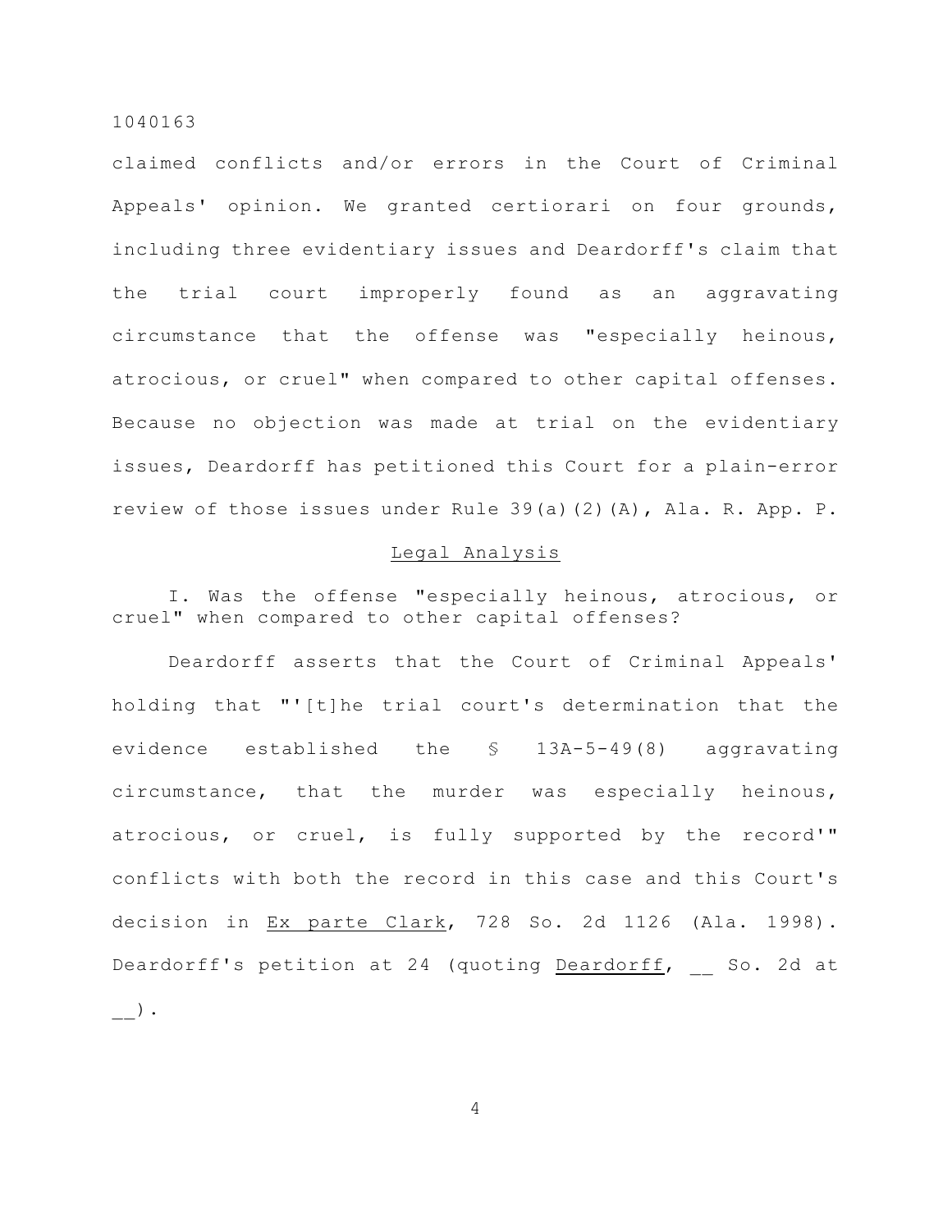claimed conflicts and/or errors in the Court of Criminal Appeals' opinion. We granted certiorari on four grounds, including three evidentiary issues and Deardorff's claim that the trial court improperly found as an aggravating circumstance that the offense was "especially heinous, atrocious, or cruel" when compared to other capital offenses. Because no objection was made at trial on the evidentiary issues, Deardorff has petitioned this Court for a plain-error review of those issues under Rule 39(a)(2)(A), Ala. R. App. P.

## Legal Analysis

I. Was the offense "especially heinous, atrocious, or cruel" when compared to other capital offenses?

Deardorff asserts that the Court of Criminal Appeals' holding that "'[t]he trial court's determination that the evidence established the § 13A-5-49(8) aggravating circumstance, that the murder was especially heinous, atrocious, or cruel, is fully supported by the record'" conflicts with both the record in this case and this Court's decision in Ex parte Clark, 728 So. 2d 1126 (Ala. 1998). Deardorff's petition at 24 (quoting Deardorff, __ So. 2d at __).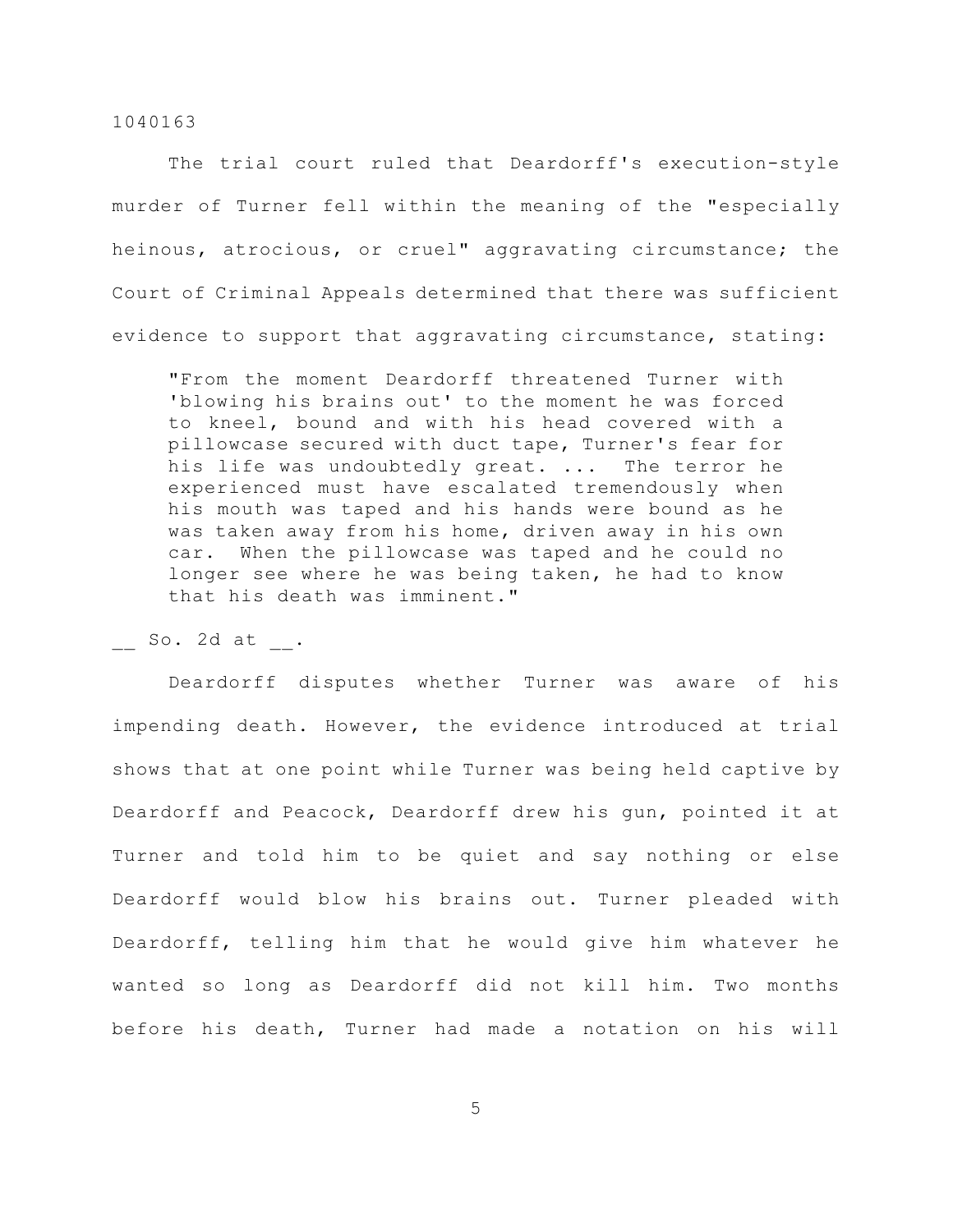The trial court ruled that Deardorff's execution-style murder of Turner fell within the meaning of the "especially heinous, atrocious, or cruel" aggravating circumstance; the Court of Criminal Appeals determined that there was sufficient evidence to support that aggravating circumstance, stating:

> "From the moment Deardorff threatened Turner with 'blowing his brains out' to the moment he was forced to kneel, bound and with his head covered with a pillowcase secured with duct tape, Turner's fear for his life was undoubtedly great. ... The terror he experienced must have escalated tremendously when his mouth was taped and his hands were bound as he was taken away from his home, driven away in his own car. When the pillowcase was taped and he could no longer see where he was being taken, he had to know that his death was imminent."

__ So. 2d at __.

Deardorff disputes whether Turner was aware of his impending death. However, the evidence introduced at trial shows that at one point while Turner was being held captive by Deardorff and Peacock, Deardorff drew his gun, pointed it at Turner and told him to be quiet and say nothing or else Deardorff would blow his brains out. Turner pleaded with Deardorff, telling him that he would give him whatever he wanted so long as Deardorff did not kill him. Two months before his death, Turner had made a notation on his will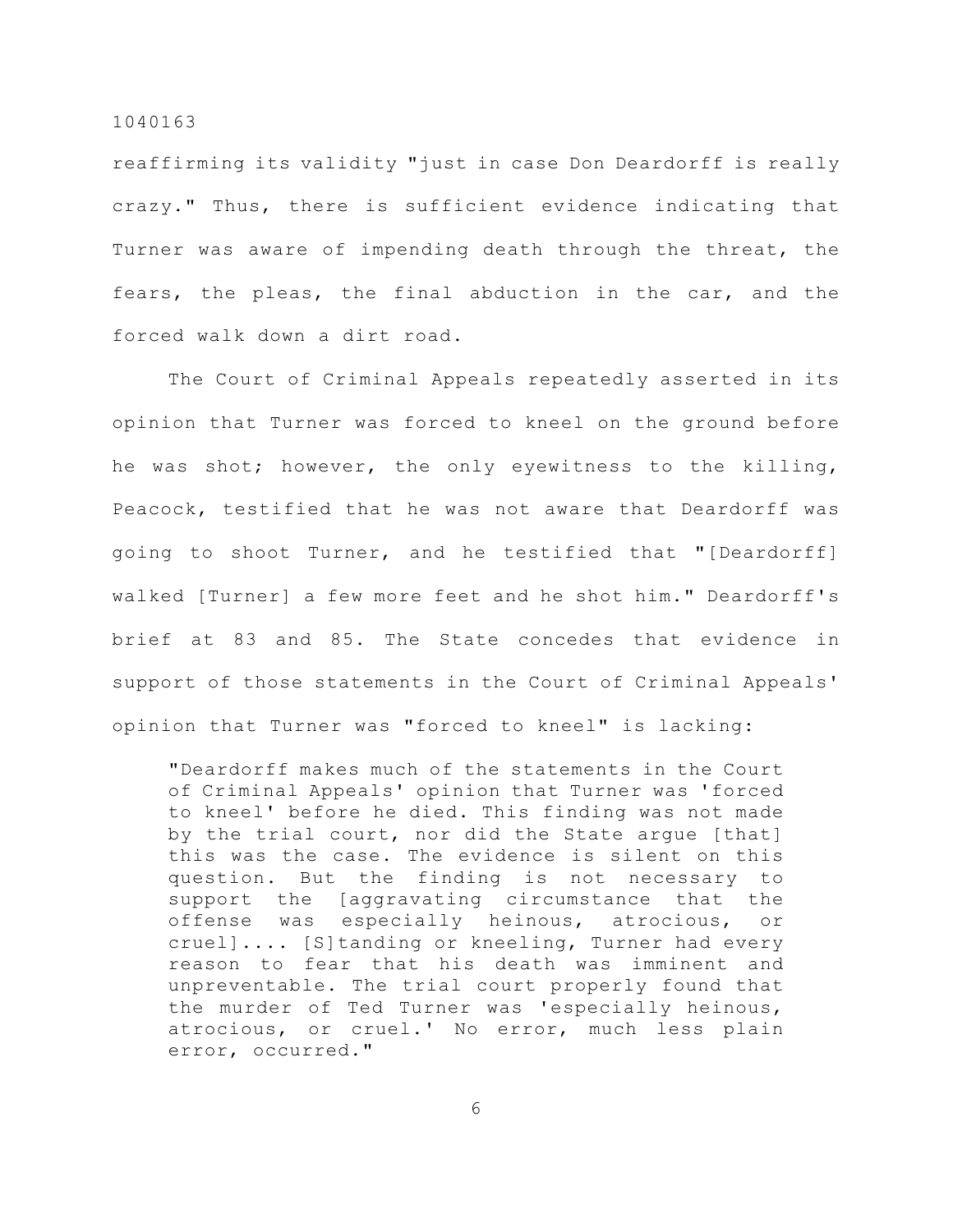reaffirming its validity "just in case Don Deardorff is really crazy." Thus, there is sufficient evidence indicating that Turner was aware of impending death through the threat, the fears, the pleas, the final abduction in the car, and the forced walk down a dirt road.

The Court of Criminal Appeals repeatedly asserted in its opinion that Turner was forced to kneel on the ground before he was shot; however, the only eyewitness to the killing, Peacock, testified that he was not aware that Deardorff was going to shoot Turner, and he testified that "[Deardorff] walked [Turner] a few more feet and he shot him." Deardorff's brief at 83 and 85. The State concedes that evidence in support of those statements in the Court of Criminal Appeals' opinion that Turner was "forced to kneel" is lacking:

> "Deardorff makes much of the statements in the Court of Criminal Appeals' opinion that Turner was 'forced to kneel' before he died. This finding was not made by the trial court, nor did the State argue [that] this was the case. The evidence is silent on this question. But the finding is not necessary to support the [aggravating circumstance that the offense was especially heinous, atrocious, or cruel].... [S]tanding or kneeling, Turner had every reason to fear that his death was imminent and unpreventable. The trial court properly found that the murder of Ted Turner was 'especially heinous, atrocious, or cruel.' No error, much less plain error, occurred."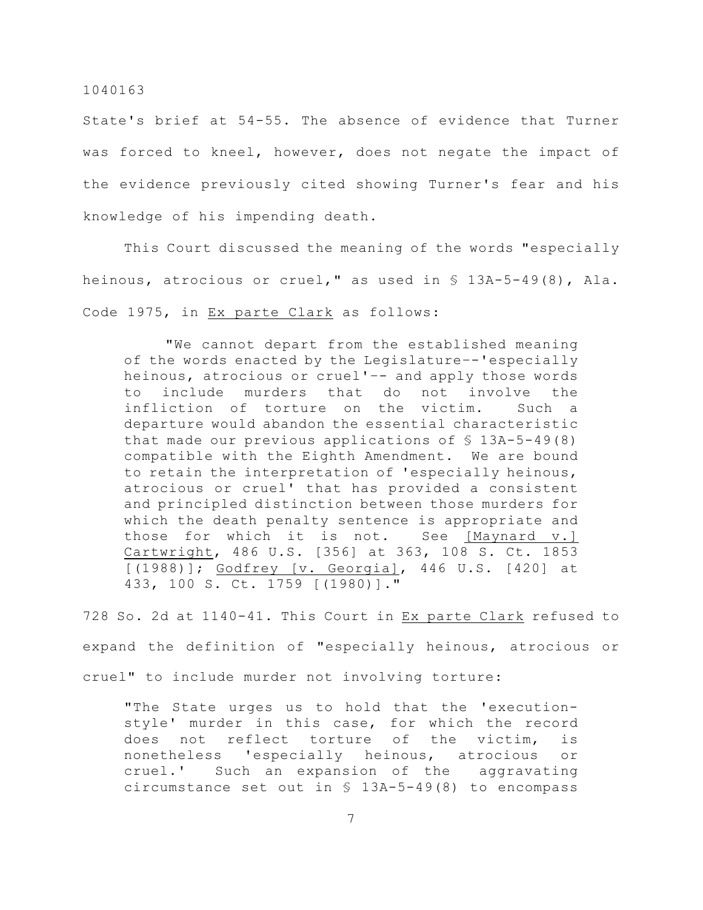State's brief at 54-55. The absence of evidence that Turner was forced to kneel, however, does not negate the impact of the evidence previously cited showing Turner's fear and his knowledge of his impending death.

This Court discussed the meaning of the words "especially heinous, atrocious or cruel," as used in § 13A-5-49(8), Ala. Code 1975, in Ex parte Clark as follows:

> "We cannot depart from the established meaning of the words enacted by the Legislature--'especially heinous, atrocious or cruel'-- and apply those words to include murders that do not involve the infliction of torture on the victim. Such a departure would abandon the essential characteristic that made our previous applications of § 13A-5-49(8) compatible with the Eighth Amendment. We are bound to retain the interpretation of 'especially heinous, atrocious or cruel' that has provided a consistent and principled distinction between those murders for which the death penalty sentence is appropriate and those for which it is not. See [Maynard v.] Cartwright, 486 U.S. [356] at 363, 108 S. Ct. 1853 [(1988)]; Godfrey [v. Georgia], 446 U.S. [420] at 433, 100 S. Ct. 1759 [(1980)]."

728 So. 2d at 1140-41. This Court in Ex parte Clark refused to expand the definition of "especially heinous, atrocious or cruel" to include murder not involving torture:

> "The State urges us to hold that the 'execution-style' murder in this case, for which the record does not reflect torture of the victim, is nonetheless 'especially heinous, atrocious or cruel.' Such an expansion of the aggravating circumstance set out in § 13A-5-49(8) to encompass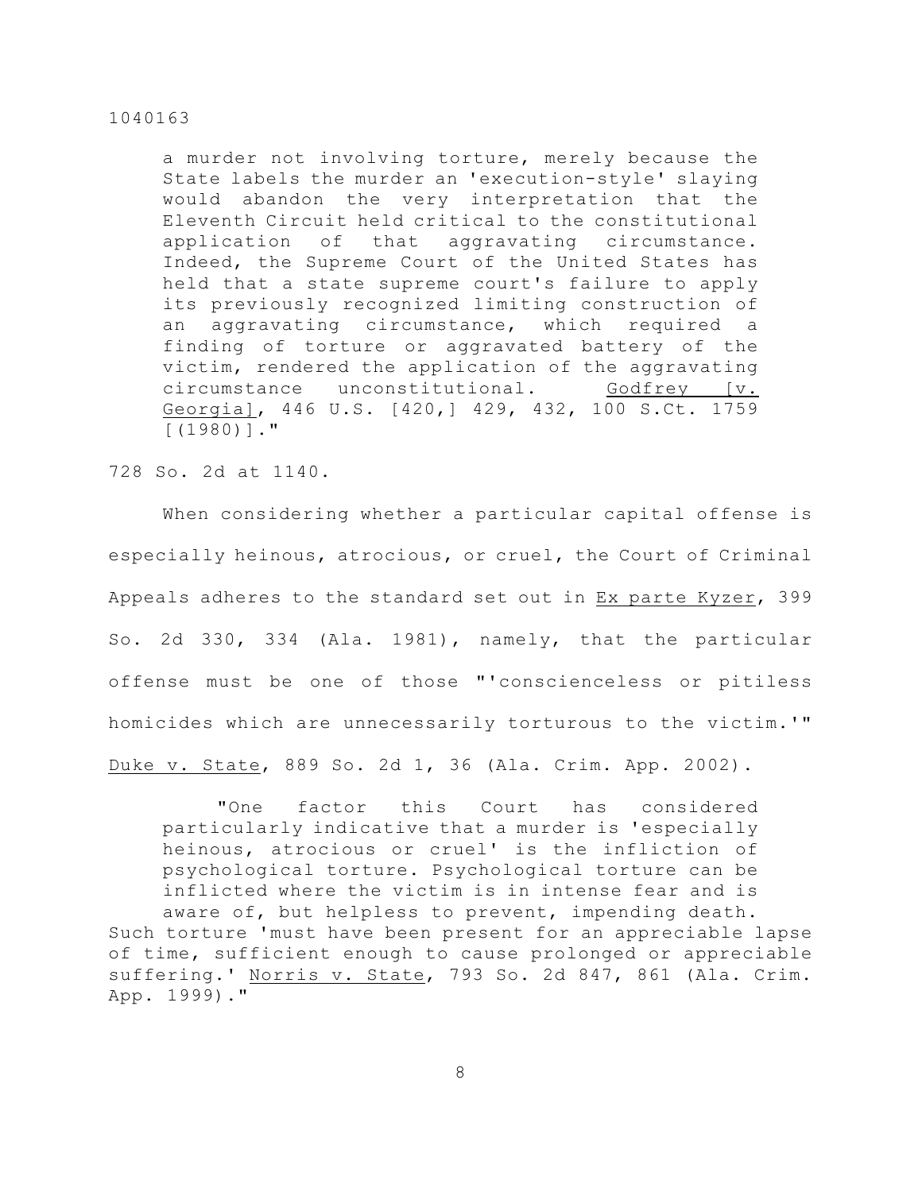> a murder not involving torture, merely because the State labels the murder an 'execution-style' slaying would abandon the very interpretation that the Eleventh Circuit held critical to the constitutional application of that aggravating circumstance. Indeed, the Supreme Court of the United States has held that a state supreme court's failure to apply its previously recognized limiting construction of an aggravating circumstance, which required a finding of torture or aggravated battery of the victim, rendered the application of the aggravating circumstance unconstitutional. Godfrey [v. Georgia], 446 U.S. [420,] 429, 432, 100 S.Ct. 1759 [(1980)]."

728 So. 2d at 1140.

When considering whether a particular capital offense is especially heinous, atrocious, or cruel, the Court of Criminal Appeals adheres to the standard set out in Ex parte Kyzer, 399 So. 2d 330, 334 (Ala. 1981), namely, that the particular offense must be one of those "'conscienceless or pitiless homicides which are unnecessarily torturous to the victim.'" Duke v. State, 889 So. 2d 1, 36 (Ala. Crim. App. 2002).

> "One factor this Court has considered particularly indicative that a murder is 'especially heinous, atrocious or cruel' is the infliction of psychological torture. Psychological torture can be inflicted where the victim is in intense fear and is aware of, but helpless to prevent, impending death. Such torture 'must have been present for an appreciable lapse of time, sufficient enough to cause prolonged or appreciable suffering.' Norris v. State, 793 So. 2d 847, 861 (Ala. Crim. App. 1999)."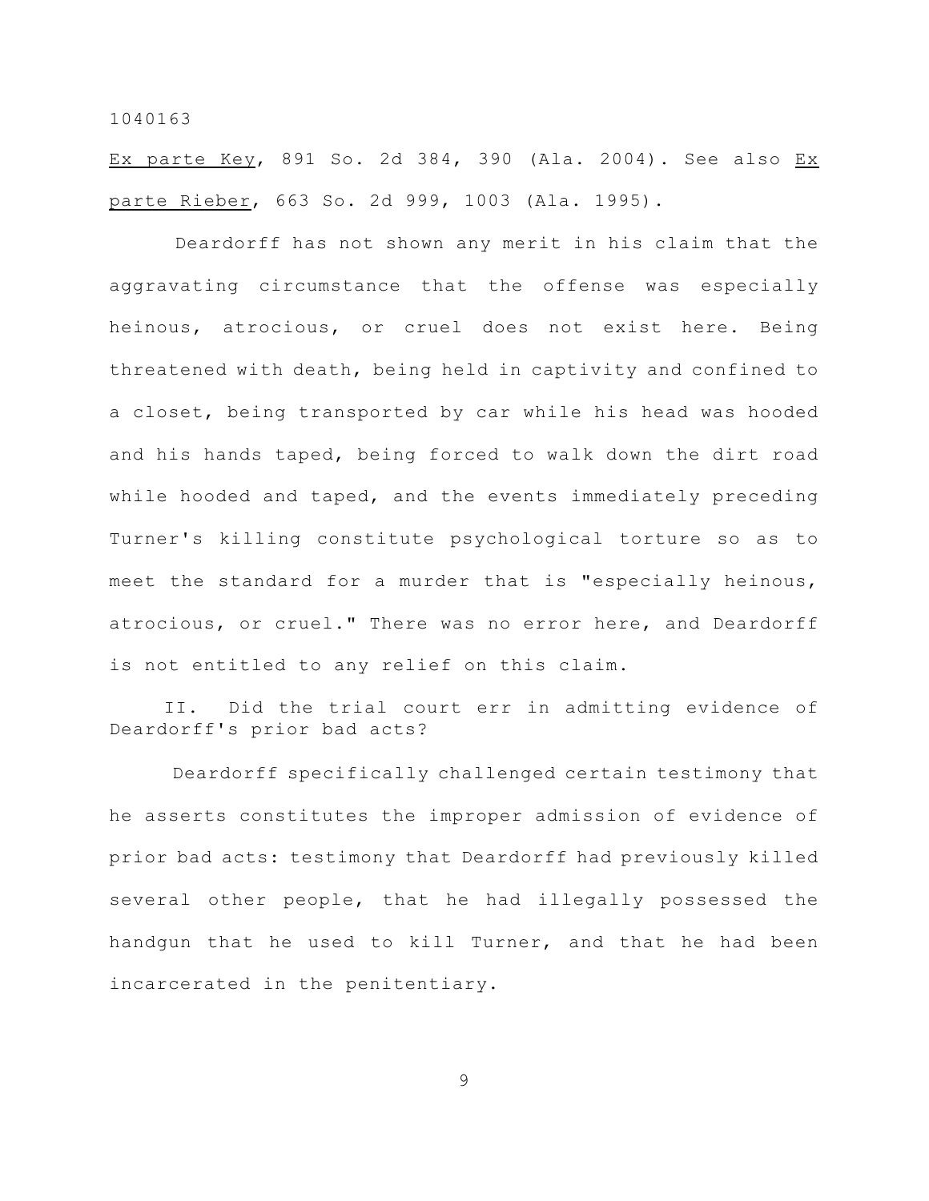_Ex parte Key_, 891 So. 2d 384, 390 (Ala. 2004). See also _Ex parte Rieber_, 663 So. 2d 999, 1003 (Ala. 1995).

Deardorff has not shown any merit in his claim that the aggravating circumstance that the offense was especially heinous, atrocious, or cruel does not exist here. Being threatened with death, being held in captivity and confined to a closet, being transported by car while his head was hooded and his hands taped, being forced to walk down the dirt road while hooded and taped, and the events immediately preceding Turner's killing constitute psychological torture so as to meet the standard for a murder that is "especially heinous, atrocious, or cruel." There was no error here, and Deardorff is not entitled to any relief on this claim.

II. Did the trial court err in admitting evidence of Deardorff's prior bad acts?

Deardorff specifically challenged certain testimony that he asserts constitutes the improper admission of evidence of prior bad acts: testimony that Deardorff had previously killed several other people, that he had illegally possessed the handgun that he used to kill Turner, and that he had been incarcerated in the penitentiary.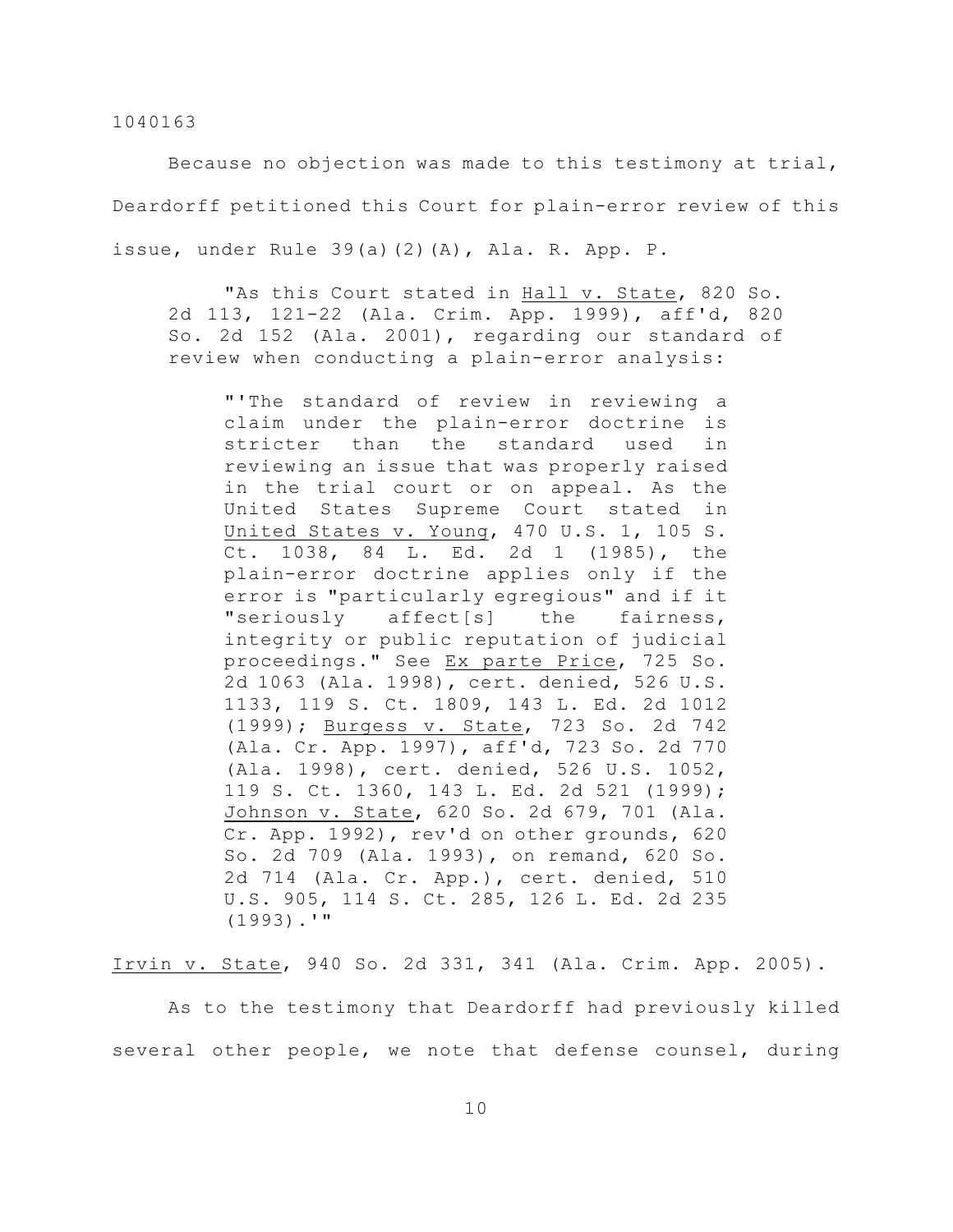Because no objection was made to this testimony at trial, Deardorff petitioned this Court for plain-error review of this issue, under Rule 39(a)(2)(A), Ala. R. App. P.

> "As this Court stated in Hall v. State, 820 So. 2d 113, 121-22 (Ala. Crim. App. 1999), aff'd, 820 So. 2d 152 (Ala. 2001), regarding our standard of review when conducting a plain-error analysis:
>
> > "'The standard of review in reviewing a claim under the plain-error doctrine is stricter than the standard used in reviewing an issue that was properly raised in the trial court or on appeal. As the United States Supreme Court stated in United States v. Young, 470 U.S. 1, 105 S. Ct. 1038, 84 L. Ed. 2d 1 (1985), the plain-error doctrine applies only if the error is "particularly egregious" and if it "seriously affect[s] the fairness, integrity or public reputation of judicial proceedings." See Ex parte Price, 725 So. 2d 1063 (Ala. 1998), cert. denied, 526 U.S. 1133, 119 S. Ct. 1809, 143 L. Ed. 2d 1012 (1999); Burgess v. State, 723 So. 2d 742 (Ala. Cr. App. 1997), aff'd, 723 So. 2d 770 (Ala. 1998), cert. denied, 526 U.S. 1052, 119 S. Ct. 1360, 143 L. Ed. 2d 521 (1999); Johnson v. State, 620 So. 2d 679, 701 (Ala. Cr. App. 1992), rev'd on other grounds, 620 So. 2d 709 (Ala. 1993), on remand, 620 So. 2d 714 (Ala. Cr. App.), cert. denied, 510 U.S. 905, 114 S. Ct. 285, 126 L. Ed. 2d 235 (1993).'"

Irvin v. State, 940 So. 2d 331, 341 (Ala. Crim. App. 2005).

As to the testimony that Deardorff had previously killed several other people, we note that defense counsel, during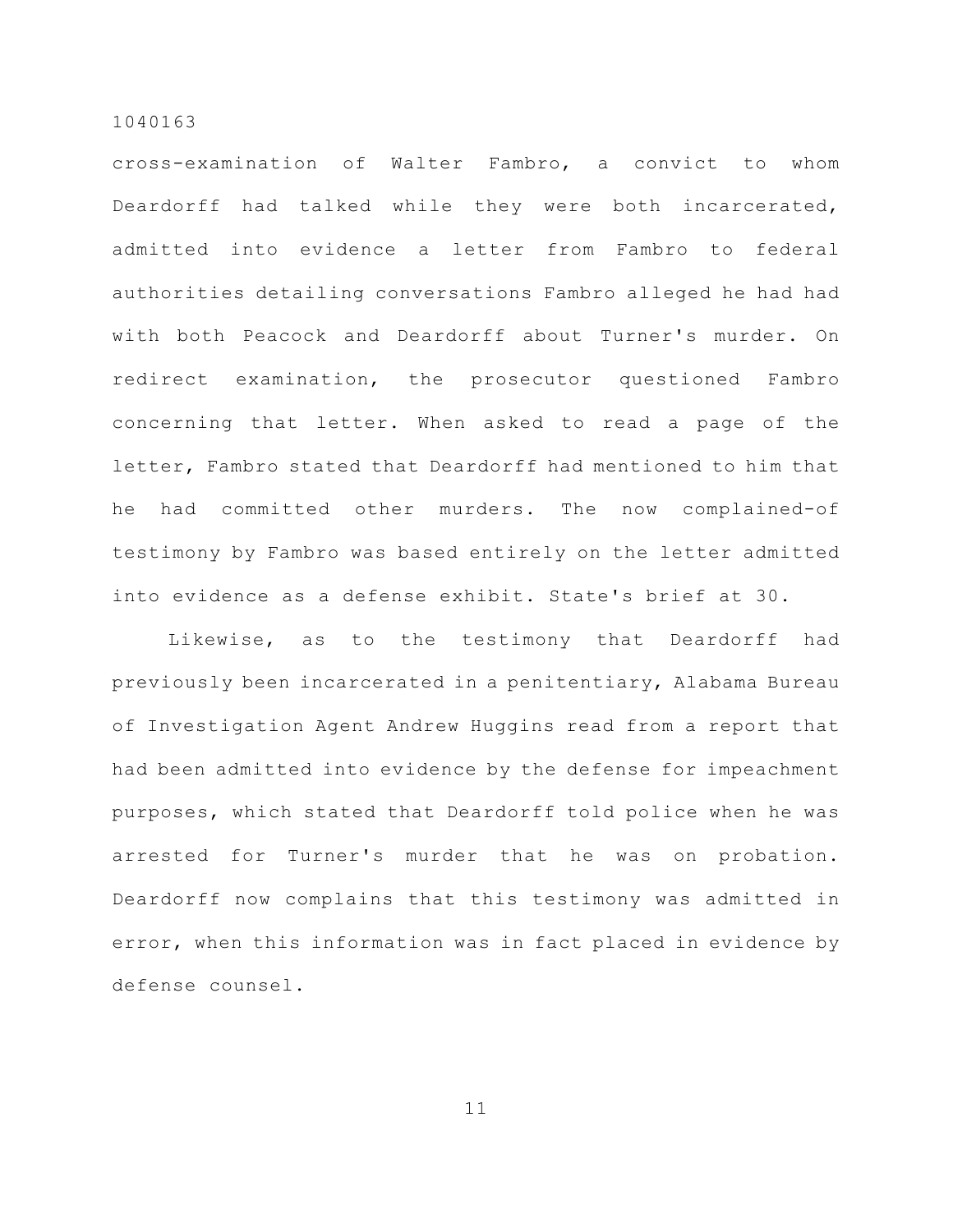cross-examination of Walter Fambro, a convict to whom Deardorff had talked while they were both incarcerated, admitted into evidence a letter from Fambro to federal authorities detailing conversations Fambro alleged he had had with both Peacock and Deardorff about Turner's murder. On redirect examination, the prosecutor questioned Fambro concerning that letter. When asked to read a page of the letter, Fambro stated that Deardorff had mentioned to him that he had committed other murders. The now complained-of testimony by Fambro was based entirely on the letter admitted into evidence as a defense exhibit. State's brief at 30.

Likewise, as to the testimony that Deardorff had previously been incarcerated in a penitentiary, Alabama Bureau of Investigation Agent Andrew Huggins read from a report that had been admitted into evidence by the defense for impeachment purposes, which stated that Deardorff told police when he was arrested for Turner's murder that he was on probation. Deardorff now complains that this testimony was admitted in error, when this information was in fact placed in evidence by defense counsel.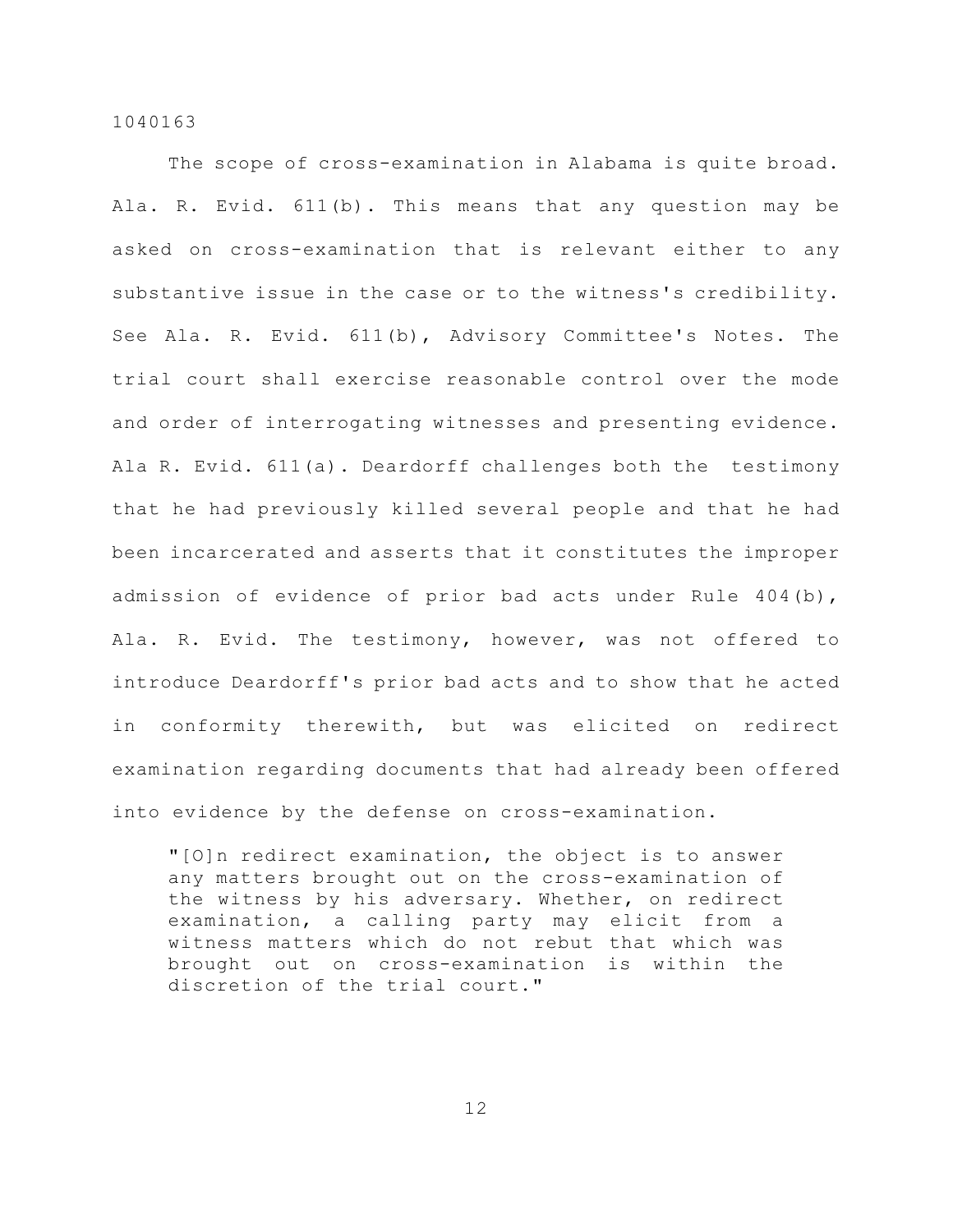The scope of cross-examination in Alabama is quite broad. Ala. R. Evid. 611(b). This means that any question may be asked on cross-examination that is relevant either to any substantive issue in the case or to the witness's credibility. See Ala. R. Evid. 611(b), Advisory Committee's Notes. The trial court shall exercise reasonable control over the mode and order of interrogating witnesses and presenting evidence. Ala R. Evid. 611(a). Deardorff challenges both the testimony that he had previously killed several people and that he had been incarcerated and asserts that it constitutes the improper admission of evidence of prior bad acts under Rule 404(b), Ala. R. Evid. The testimony, however, was not offered to introduce Deardorff's prior bad acts and to show that he acted in conformity therewith, but was elicited on redirect examination regarding documents that had already been offered into evidence by the defense on cross-examination.

> "[O]n redirect examination, the object is to answer any matters brought out on the cross-examination of the witness by his adversary. Whether, on redirect examination, a calling party may elicit from a witness matters which do not rebut that which was brought out on cross-examination is within the discretion of the trial court."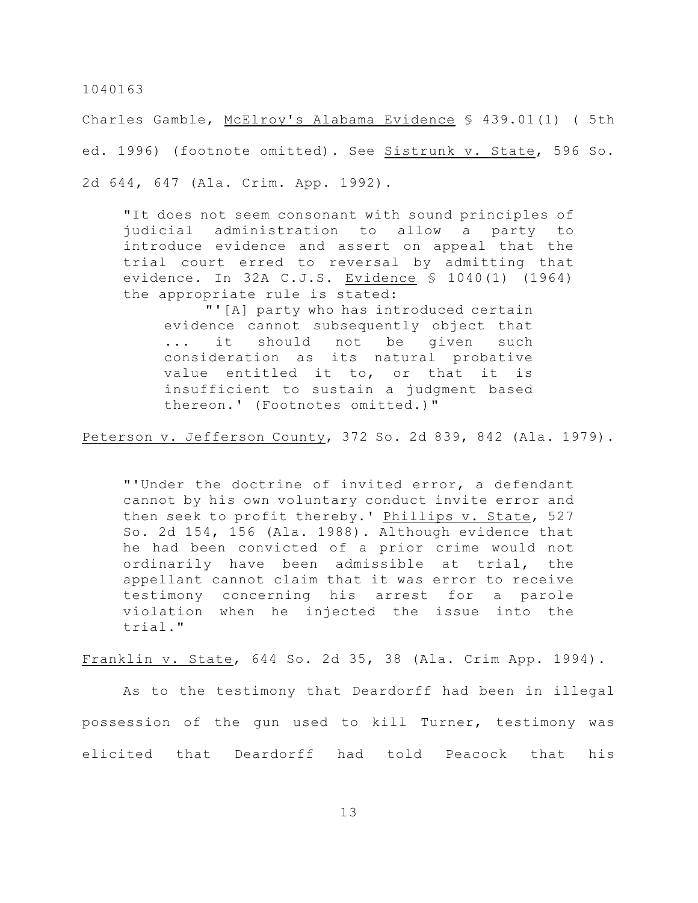Charles Gamble, McElroy's Alabama Evidence § 439.01(1) ( 5th ed. 1996) (footnote omitted). See Sistrunk v. State, 596 So. 2d 644, 647 (Ala. Crim. App. 1992).

> "It does not seem consonant with sound principles of judicial administration to allow a party to introduce evidence and assert on appeal that the trial court erred to reversal by admitting that evidence. In 32A C.J.S. Evidence § 1040(1) (1964) the appropriate rule is stated:
>
> > "'[A] party who has introduced certain evidence cannot subsequently object that ... it should not be given such consideration as its natural probative value entitled it to, or that it is insufficient to sustain a judgment based thereon.' (Footnotes omitted.)"

Peterson v. Jefferson County, 372 So. 2d 839, 842 (Ala. 1979).

> "'Under the doctrine of invited error, a defendant cannot by his own voluntary conduct invite error and then seek to profit thereby.' Phillips v. State, 527 So. 2d 154, 156 (Ala. 1988). Although evidence that he had been convicted of a prior crime would not ordinarily have been admissible at trial, the appellant cannot claim that it was error to receive testimony concerning his arrest for a parole violation when he injected the issue into the trial."

Franklin v. State, 644 So. 2d 35, 38 (Ala. Crim App. 1994).

As to the testimony that Deardorff had been in illegal possession of the gun used to kill Turner, testimony was elicited that Deardorff had told Peacock that his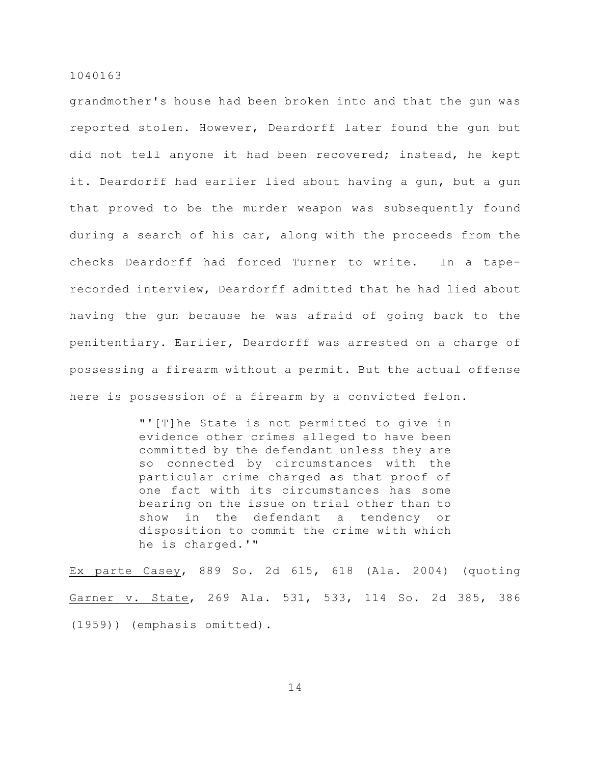grandmother's house had been broken into and that the gun was reported stolen. However, Deardorff later found the gun but did not tell anyone it had been recovered; instead, he kept it. Deardorff had earlier lied about having a gun, but a gun that proved to be the murder weapon was subsequently found during a search of his car, along with the proceeds from the checks Deardorff had forced Turner to write. In a tape-recorded interview, Deardorff admitted that he had lied about having the gun because he was afraid of going back to the penitentiary. Earlier, Deardorff was arrested on a charge of possessing a firearm without a permit. But the actual offense here is possession of a firearm by a convicted felon.

> "'[T]he State is not permitted to give in evidence other crimes alleged to have been committed by the defendant unless they are so connected by circumstances with the particular crime charged as that proof of one fact with its circumstances has some bearing on the issue on trial other than to show in the defendant a tendency or disposition to commit the crime with which he is charged.'"

Ex parte Casey, 889 So. 2d 615, 618 (Ala. 2004) (quoting Garner v. State, 269 Ala. 531, 533, 114 So. 2d 385, 386 (1959)) (emphasis omitted).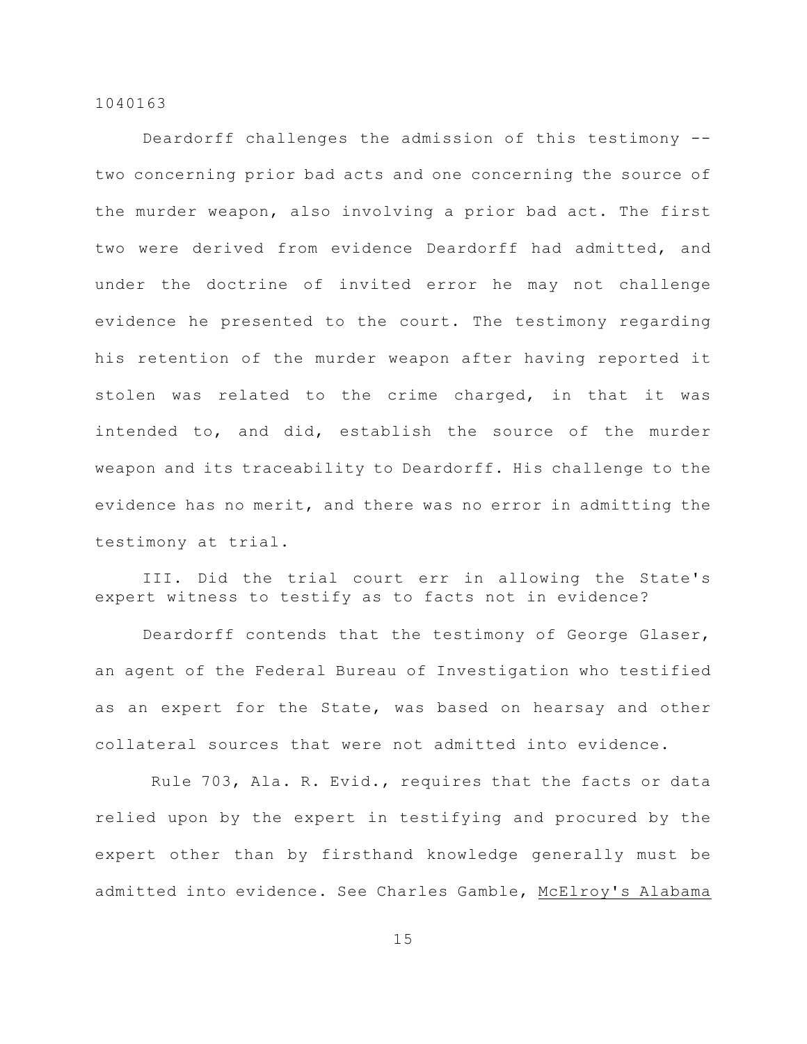Deardorff challenges the admission of this testimony -- two concerning prior bad acts and one concerning the source of the murder weapon, also involving a prior bad act. The first two were derived from evidence Deardorff had admitted, and under the doctrine of invited error he may not challenge evidence he presented to the court. The testimony regarding his retention of the murder weapon after having reported it stolen was related to the crime charged, in that it was intended to, and did, establish the source of the murder weapon and its traceability to Deardorff. His challenge to the evidence has no merit, and there was no error in admitting the testimony at trial.

III. Did the trial court err in allowing the State's expert witness to testify as to facts not in evidence?

Deardorff contends that the testimony of George Glaser, an agent of the Federal Bureau of Investigation who testified as an expert for the State, was based on hearsay and other collateral sources that were not admitted into evidence.

Rule 703, Ala. R. Evid., requires that the facts or data relied upon by the expert in testifying and procured by the expert other than by firsthand knowledge generally must be admitted into evidence. See Charles Gamble, McElroy's Alabama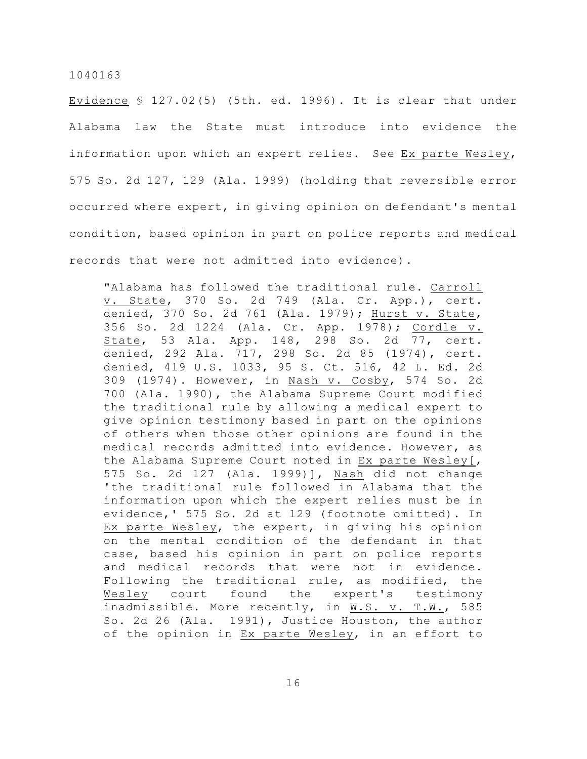Evidence § 127.02(5) (5th. ed. 1996). It is clear that under Alabama law the State must introduce into evidence the information upon which an expert relies. See Ex parte Wesley, 575 So. 2d 127, 129 (Ala. 1999) (holding that reversible error occurred where expert, in giving opinion on defendant's mental condition, based opinion in part on police reports and medical records that were not admitted into evidence).

> "Alabama has followed the traditional rule. Carroll v. State, 370 So. 2d 749 (Ala. Cr. App.), cert. denied, 370 So. 2d 761 (Ala. 1979); Hurst v. State, 356 So. 2d 1224 (Ala. Cr. App. 1978); Cordle v. State, 53 Ala. App. 148, 298 So. 2d 77, cert. denied, 292 Ala. 717, 298 So. 2d 85 (1974), cert. denied, 419 U.S. 1033, 95 S. Ct. 516, 42 L. Ed. 2d 309 (1974). However, in Nash v. Cosby, 574 So. 2d 700 (Ala. 1990), the Alabama Supreme Court modified the traditional rule by allowing a medical expert to give opinion testimony based in part on the opinions of others when those other opinions are found in the medical records admitted into evidence. However, as the Alabama Supreme Court noted in Ex parte Wesley[, 575 So. 2d 127 (Ala. 1999)], Nash did not change 'the traditional rule followed in Alabama that the information upon which the expert relies must be in evidence,' 575 So. 2d at 129 (footnote omitted). In Ex parte Wesley, the expert, in giving his opinion on the mental condition of the defendant in that case, based his opinion in part on police reports and medical records that were not in evidence. Following the traditional rule, as modified, the Wesley court found the expert's testimony inadmissible. More recently, in W.S. v. T.W., 585 So. 2d 26 (Ala. 1991), Justice Houston, the author of the opinion in Ex parte Wesley, in an effort to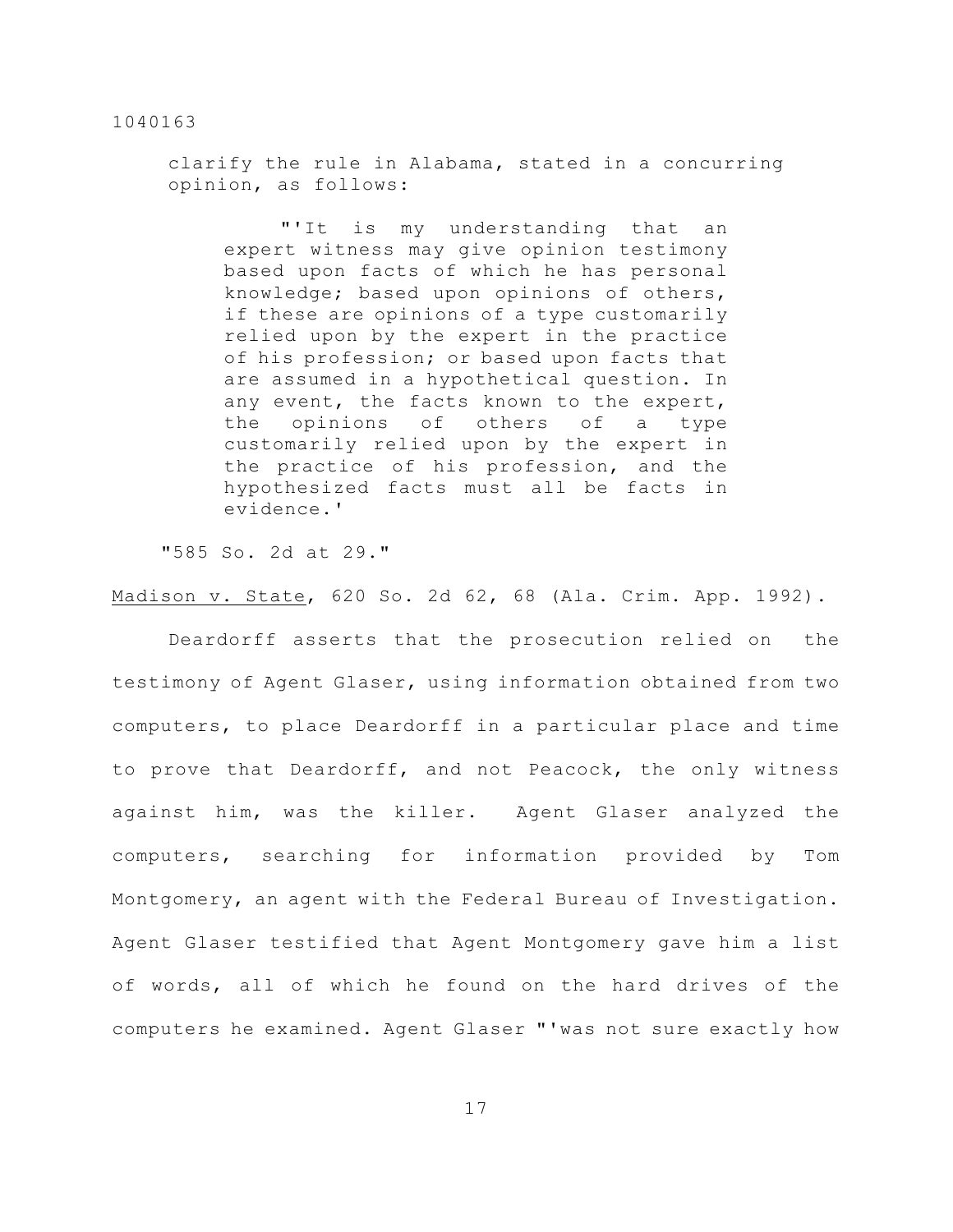clarify the rule in Alabama, stated in a concurring opinion, as follows:

> "'It is my understanding that an expert witness may give opinion testimony based upon facts of which he has personal knowledge; based upon opinions of others, if these are opinions of a type customarily relied upon by the expert in the practice of his profession; or based upon facts that are assumed in a hypothetical question. In any event, the facts known to the expert, the opinions of others of a type customarily relied upon by the expert in the practice of his profession, and the hypothesized facts must all be facts in evidence.'
>
> "585 So. 2d at 29."

Madison v. State, 620 So. 2d 62, 68 (Ala. Crim. App. 1992).

Deardorff asserts that the prosecution relied on the testimony of Agent Glaser, using information obtained from two computers, to place Deardorff in a particular place and time to prove that Deardorff, and not Peacock, the only witness against him, was the killer. Agent Glaser analyzed the computers, searching for information provided by Tom Montgomery, an agent with the Federal Bureau of Investigation. Agent Glaser testified that Agent Montgomery gave him a list of words, all of which he found on the hard drives of the computers he examined. Agent Glaser "'was not sure exactly how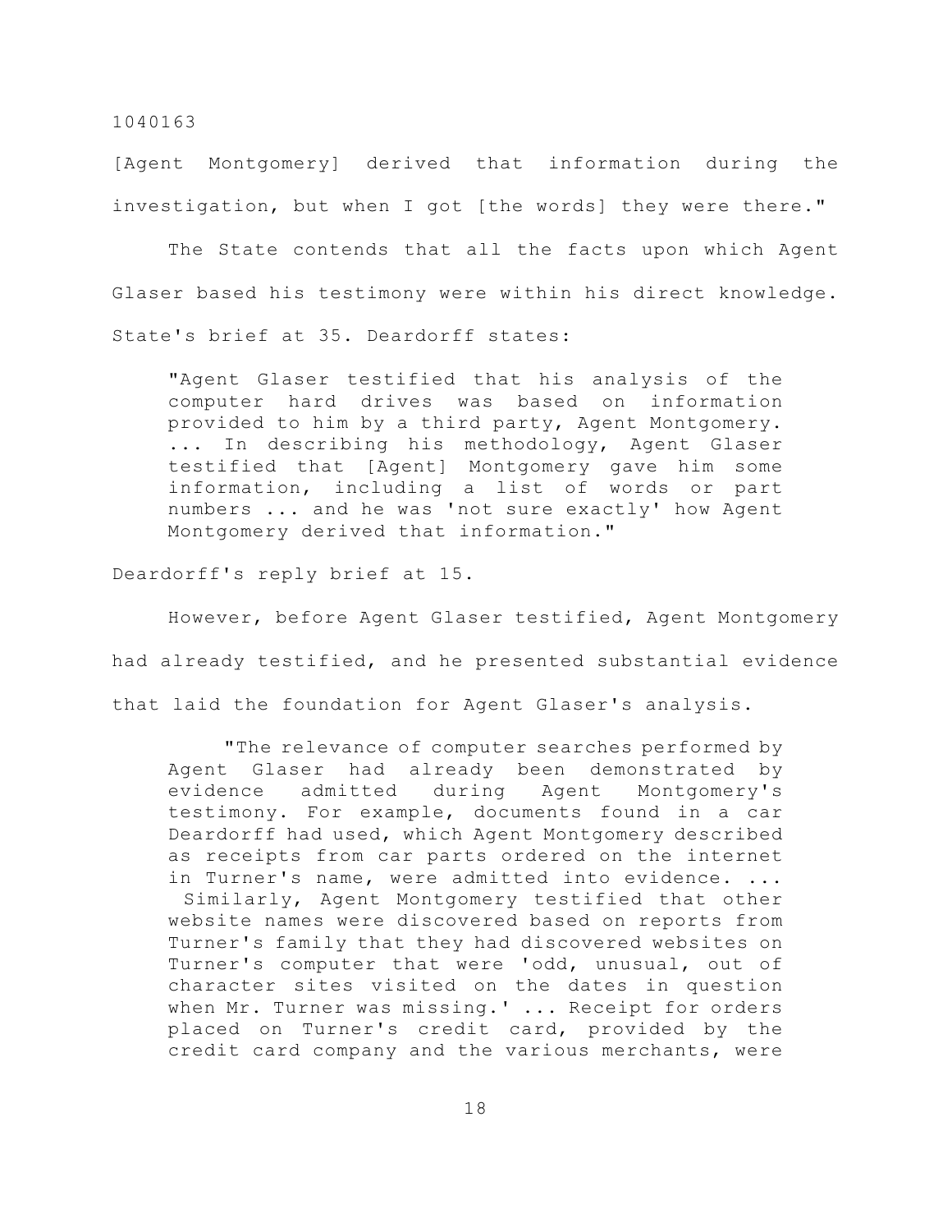[Agent Montgomery] derived that information during the investigation, but when I got [the words] they were there."

The State contends that all the facts upon which Agent Glaser based his testimony were within his direct knowledge. State's brief at 35. Deardorff states:

> "Agent Glaser testified that his analysis of the computer hard drives was based on information provided to him by a third party, Agent Montgomery. ... In describing his methodology, Agent Glaser testified that [Agent] Montgomery gave him some information, including a list of words or part numbers ... and he was 'not sure exactly' how Agent Montgomery derived that information."

Deardorff's reply brief at 15.

However, before Agent Glaser testified, Agent Montgomery had already testified, and he presented substantial evidence that laid the foundation for Agent Glaser's analysis.

> "The relevance of computer searches performed by Agent Glaser had already been demonstrated by evidence admitted during Agent Montgomery's testimony. For example, documents found in a car Deardorff had used, which Agent Montgomery described as receipts from car parts ordered on the internet in Turner's name, were admitted into evidence. ... Similarly, Agent Montgomery testified that other website names were discovered based on reports from Turner's family that they had discovered websites on Turner's computer that were 'odd, unusual, out of character sites visited on the dates in question when Mr. Turner was missing.' ... Receipt for orders placed on Turner's credit card, provided by the credit card company and the various merchants, were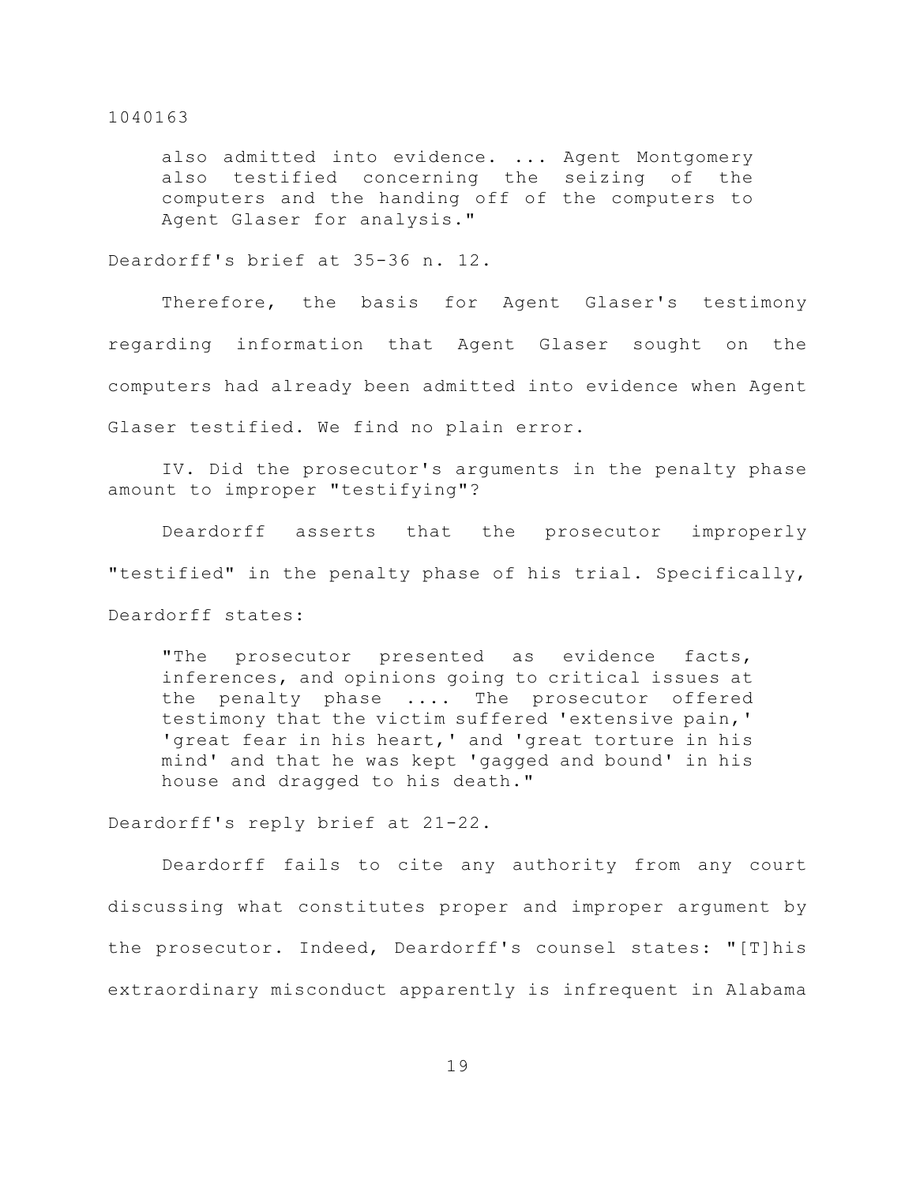> also admitted into evidence. ... Agent Montgomery also testified concerning the seizing of the computers and the handing off of the computers to Agent Glaser for analysis."

Deardorff's brief at 35-36 n. 12.

Therefore, the basis for Agent Glaser's testimony regarding information that Agent Glaser sought on the computers had already been admitted into evidence when Agent Glaser testified. We find no plain error.

IV. Did the prosecutor's arguments in the penalty phase amount to improper "testifying"?

Deardorff asserts that the prosecutor improperly "testified" in the penalty phase of his trial. Specifically, Deardorff states:

> "The prosecutor presented as evidence facts, inferences, and opinions going to critical issues at the penalty phase .... The prosecutor offered testimony that the victim suffered 'extensive pain,' 'great fear in his heart,' and 'great torture in his mind' and that he was kept 'gagged and bound' in his house and dragged to his death."

Deardorff's reply brief at 21-22.

Deardorff fails to cite any authority from any court discussing what constitutes proper and improper argument by the prosecutor. Indeed, Deardorff's counsel states: "[T]his extraordinary misconduct apparently is infrequent in Alabama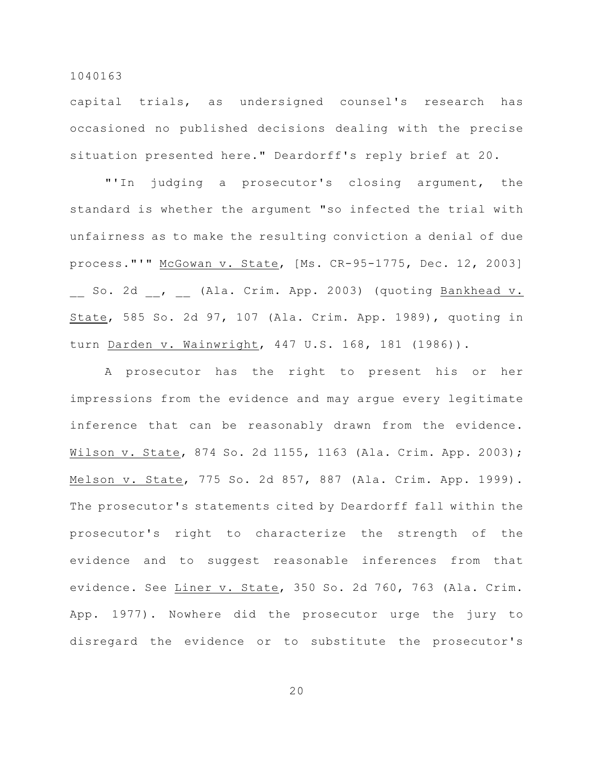capital trials, as undersigned counsel's research has occasioned no published decisions dealing with the precise situation presented here." Deardorff's reply brief at 20.

"'In judging a prosecutor's closing argument, the standard is whether the argument "so infected the trial with unfairness as to make the resulting conviction a denial of due process."'" McGowan v. State, [Ms. CR-95-1775, Dec. 12, 2003] __ So. 2d __, __ (Ala. Crim. App. 2003) (quoting Bankhead v. State, 585 So. 2d 97, 107 (Ala. Crim. App. 1989), quoting in turn Darden v. Wainwright, 447 U.S. 168, 181 (1986)).

A prosecutor has the right to present his or her impressions from the evidence and may argue every legitimate inference that can be reasonably drawn from the evidence. Wilson v. State, 874 So. 2d 1155, 1163 (Ala. Crim. App. 2003); Melson v. State, 775 So. 2d 857, 887 (Ala. Crim. App. 1999). The prosecutor's statements cited by Deardorff fall within the prosecutor's right to characterize the strength of the evidence and to suggest reasonable inferences from that evidence. See Liner v. State, 350 So. 2d 760, 763 (Ala. Crim. App. 1977). Nowhere did the prosecutor urge the jury to disregard the evidence or to substitute the prosecutor's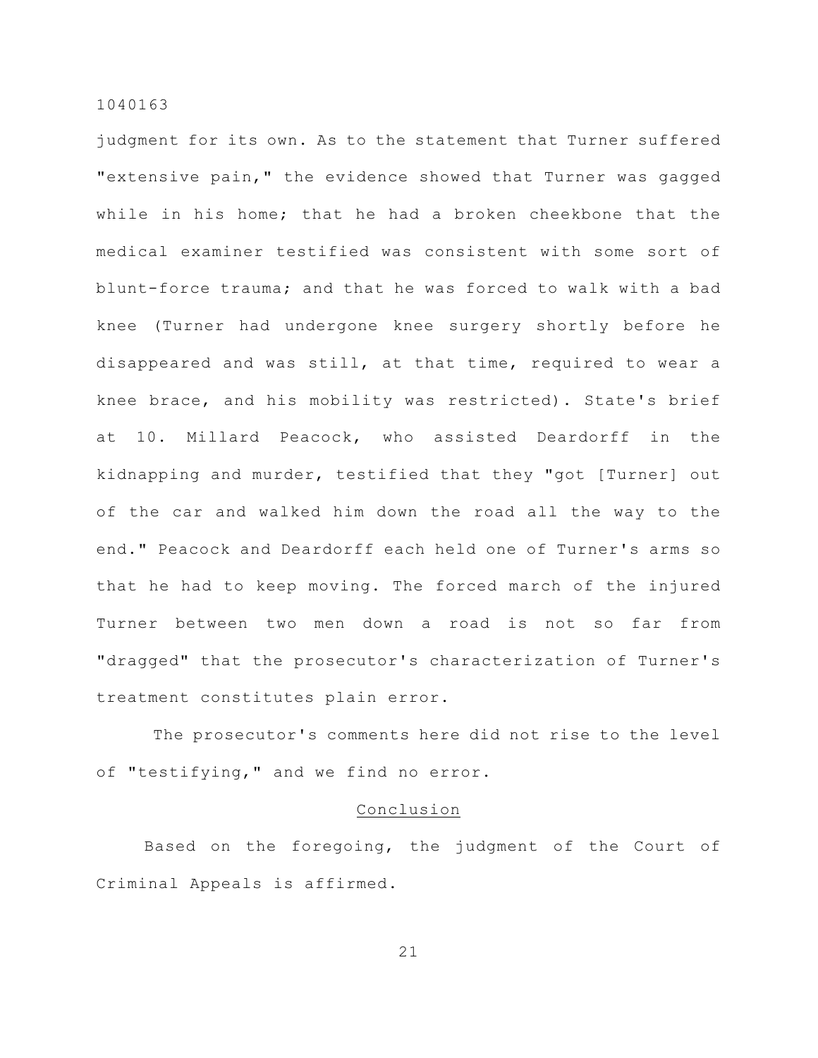judgment for its own. As to the statement that Turner suffered "extensive pain," the evidence showed that Turner was gagged while in his home; that he had a broken cheekbone that the medical examiner testified was consistent with some sort of blunt-force trauma; and that he was forced to walk with a bad knee (Turner had undergone knee surgery shortly before he disappeared and was still, at that time, required to wear a knee brace, and his mobility was restricted). State's brief at 10. Millard Peacock, who assisted Deardorff in the kidnapping and murder, testified that they "got [Turner] out of the car and walked him down the road all the way to the end." Peacock and Deardorff each held one of Turner's arms so that he had to keep moving. The forced march of the injured Turner between two men down a road is not so far from "dragged" that the prosecutor's characterization of Turner's treatment constitutes plain error.

The prosecutor's comments here did not rise to the level of "testifying," and we find no error.

## Conclusion

Based on the foregoing, the judgment of the Court of Criminal Appeals is affirmed.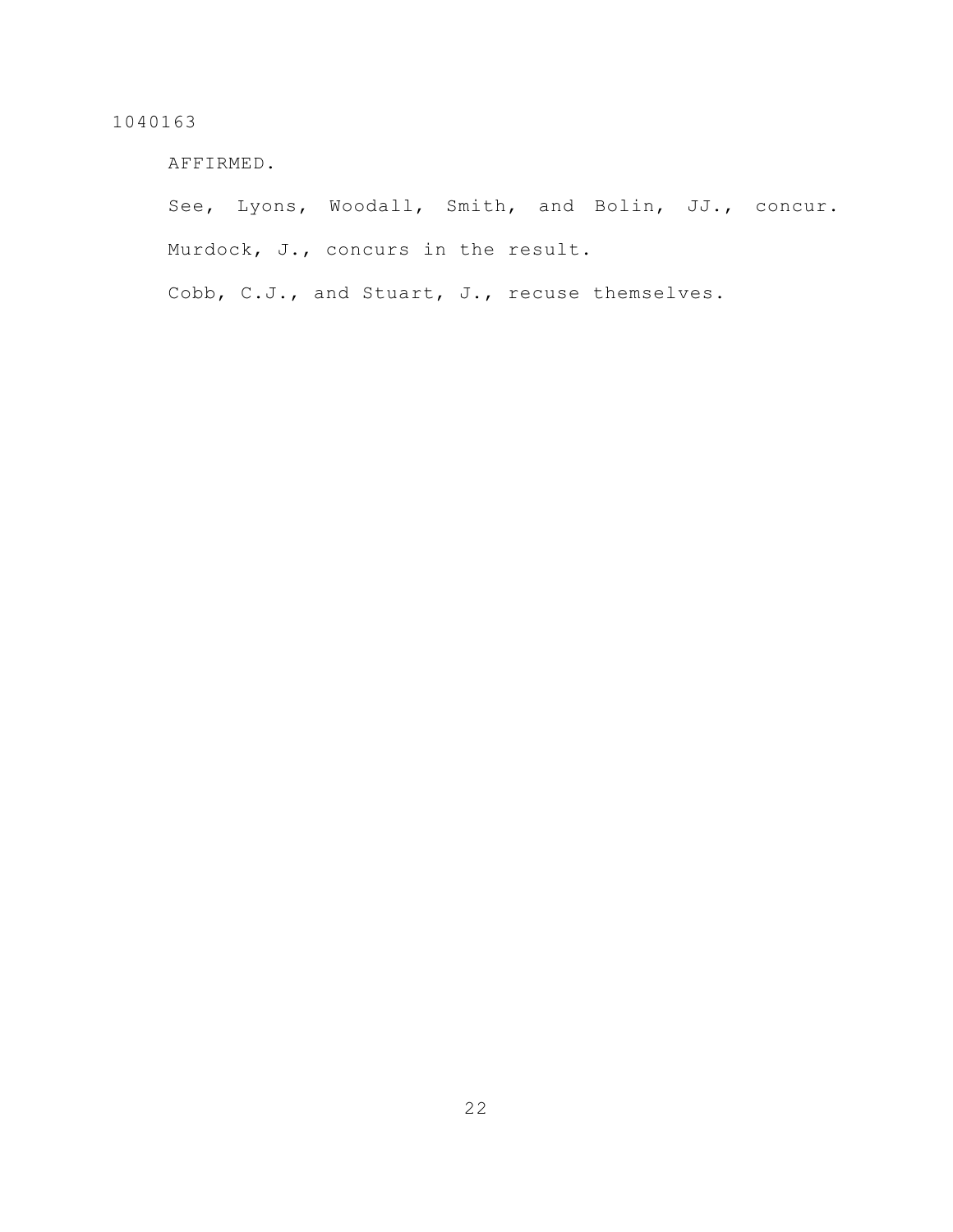AFFIRMED.

See, Lyons, Woodall, Smith, and Bolin, JJ., concur.

Murdock, J., concurs in the result.

Cobb, C.J., and Stuart, J., recuse themselves.